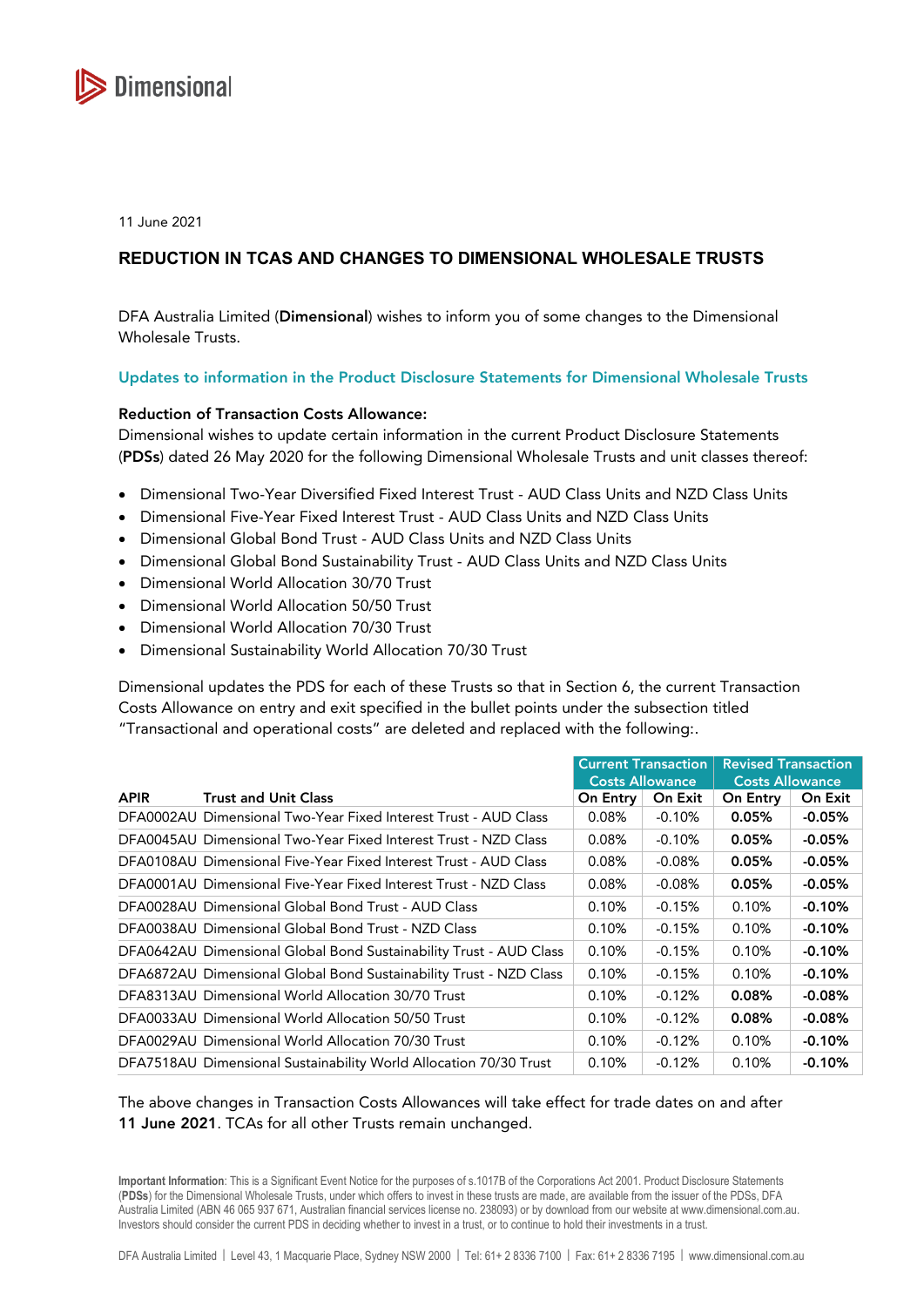Dimensional

11 June 2021

# REDUCTION IN TCAS AND CHANGES TO DIMENSIONAL WHOLESALE TRUSTS

DFA Australia Limited (**Dimensional**) wishes to inform you of some changes to the Dimensional Wholesale Trusts.

## Updates to information in the Product Disclosure Statements for Dimensional Wholesale Trusts

**Reduction of Transaction Costs Allowance:**
Dimensional wishes to update certain information in the current Product Disclosure Statements (**PDSs**) dated 26 May 2020 for the following Dimensional Wholesale Trusts and unit classes thereof:

- Dimensional Two-Year Diversified Fixed Interest Trust - AUD Class Units and NZD Class Units
- Dimensional Five-Year Fixed Interest Trust - AUD Class Units and NZD Class Units
- Dimensional Global Bond Trust - AUD Class Units and NZD Class Units
- Dimensional Global Bond Sustainability Trust - AUD Class Units and NZD Class Units
- Dimensional World Allocation 30/70 Trust
- Dimensional World Allocation 50/50 Trust
- Dimensional World Allocation 70/30 Trust
- Dimensional Sustainability World Allocation 70/30 Trust

Dimensional updates the PDS for each of these Trusts so that in Section 6, the current Transaction Costs Allowance on entry and exit specified in the bullet points under the subsection titled "Transactional and operational costs" are deleted and replaced with the following:.

| | | Current Transaction Costs Allowance | | Revised Transaction Costs Allowance | |
|---|---|---|---|---|---|
| **APIR** | **Trust and Unit Class** | **On Entry** | **On Exit** | **On Entry** | **On Exit** |
| DFA0002AU | Dimensional Two-Year Fixed Interest Trust - AUD Class | 0.08% | -0.10% | **0.05%** | **-0.05%** |
| DFA0045AU | Dimensional Two-Year Fixed Interest Trust - NZD Class | 0.08% | -0.10% | **0.05%** | **-0.05%** |
| DFA0108AU | Dimensional Five-Year Fixed Interest Trust - AUD Class | 0.08% | -0.08% | **0.05%** | **-0.05%** |
| DFA0001AU | Dimensional Five-Year Fixed Interest Trust - NZD Class | 0.08% | -0.08% | **0.05%** | **-0.05%** |
| DFA0028AU | Dimensional Global Bond Trust - AUD Class | 0.10% | -0.15% | 0.10% | **-0.10%** |
| DFA0038AU | Dimensional Global Bond Trust - NZD Class | 0.10% | -0.15% | 0.10% | **-0.10%** |
| DFA0642AU | Dimensional Global Bond Sustainability Trust - AUD Class | 0.10% | -0.15% | 0.10% | **-0.10%** |
| DFA6872AU | Dimensional Global Bond Sustainability Trust - NZD Class | 0.10% | -0.15% | 0.10% | **-0.10%** |
| DFA8313AU | Dimensional World Allocation 30/70 Trust | 0.10% | -0.12% | **0.08%** | **-0.08%** |
| DFA0033AU | Dimensional World Allocation 50/50 Trust | 0.10% | -0.12% | **0.08%** | **-0.08%** |
| DFA0029AU | Dimensional World Allocation 70/30 Trust | 0.10% | -0.12% | 0.10% | **-0.10%** |
| DFA7518AU | Dimensional Sustainability World Allocation 70/30 Trust | 0.10% | -0.12% | 0.10% | **-0.10%** |

The above changes in Transaction Costs Allowances will take effect for trade dates on and after **11 June 2021**. TCAs for all other Trusts remain unchanged.

**Important Information**: This is a Significant Event Notice for the purposes of s.1017B of the Corporations Act 2001. Product Disclosure Statements (**PDSs**) for the Dimensional Wholesale Trusts, under which offers to invest in these trusts are made, are available from the issuer of the PDSs, DFA Australia Limited (ABN 46 065 937 671, Australian financial services license no. 238093) or by download from our website at www.dimensional.com.au. Investors should consider the current PDS in deciding whether to invest in a trust, or to continue to hold their investments in a trust.

DFA Australia Limited | Level 43, 1 Macquarie Place, Sydney NSW 2000 | Tel: 61+ 2 8336 7100 | Fax: 61+ 2 8336 7195 | www.dimensional.com.au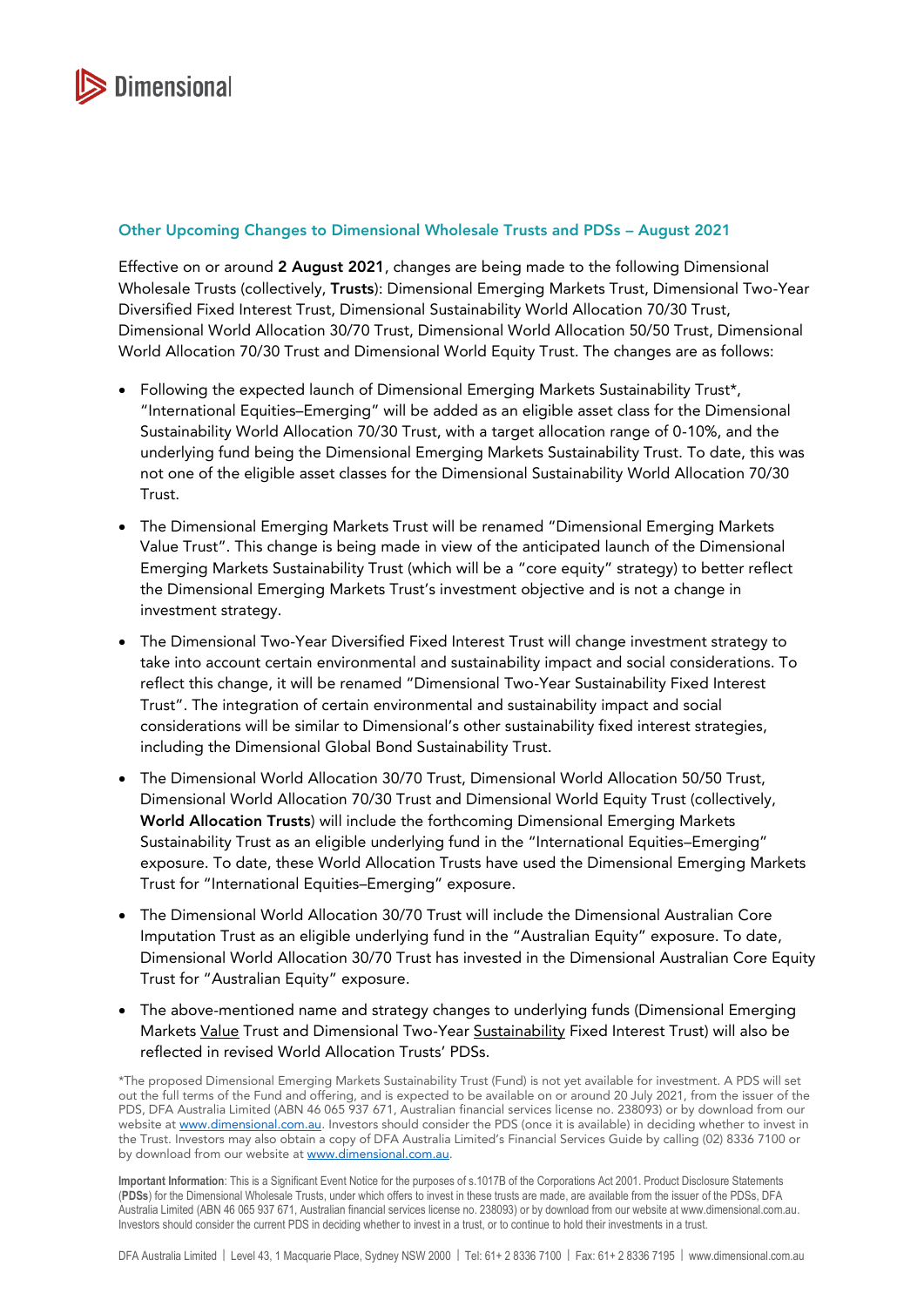## Other Upcoming Changes to Dimensional Wholesale Trusts and PDSs – August 2021

Effective on or around **2 August 2021**, changes are being made to the following Dimensional Wholesale Trusts (collectively, **Trusts**): Dimensional Emerging Markets Trust, Dimensional Two-Year Diversified Fixed Interest Trust, Dimensional Sustainability World Allocation 70/30 Trust, Dimensional World Allocation 30/70 Trust, Dimensional World Allocation 50/50 Trust, Dimensional World Allocation 70/30 Trust and Dimensional World Equity Trust. The changes are as follows:

- Following the expected launch of Dimensional Emerging Markets Sustainability Trust*, "International Equities–Emerging" will be added as an eligible asset class for the Dimensional Sustainability World Allocation 70/30 Trust, with a target allocation range of 0-10%, and the underlying fund being the Dimensional Emerging Markets Sustainability Trust. To date, this was not one of the eligible asset classes for the Dimensional Sustainability World Allocation 70/30 Trust.
- The Dimensional Emerging Markets Trust will be renamed "Dimensional Emerging Markets Value Trust". This change is being made in view of the anticipated launch of the Dimensional Emerging Markets Sustainability Trust (which will be a "core equity" strategy) to better reflect the Dimensional Emerging Markets Trust's investment objective and is not a change in investment strategy.
- The Dimensional Two-Year Diversified Fixed Interest Trust will change investment strategy to take into account certain environmental and sustainability impact and social considerations. To reflect this change, it will be renamed "Dimensional Two-Year Sustainability Fixed Interest Trust". The integration of certain environmental and sustainability impact and social considerations will be similar to Dimensional's other sustainability fixed interest strategies, including the Dimensional Global Bond Sustainability Trust.
- The Dimensional World Allocation 30/70 Trust, Dimensional World Allocation 50/50 Trust, Dimensional World Allocation 70/30 Trust and Dimensional World Equity Trust (collectively, **World Allocation Trusts**) will include the forthcoming Dimensional Emerging Markets Sustainability Trust as an eligible underlying fund in the "International Equities–Emerging" exposure. To date, these World Allocation Trusts have used the Dimensional Emerging Markets Trust for "International Equities–Emerging" exposure.
- The Dimensional World Allocation 30/70 Trust will include the Dimensional Australian Core Imputation Trust as an eligible underlying fund in the "Australian Equity" exposure. To date, Dimensional World Allocation 30/70 Trust has invested in the Dimensional Australian Core Equity Trust for "Australian Equity" exposure.
- The above-mentioned name and strategy changes to underlying funds (Dimensional Emerging Markets <u>Value</u> Trust and Dimensional Two-Year <u>Sustainability</u> Fixed Interest Trust) will also be reflected in revised World Allocation Trusts' PDSs.

*The proposed Dimensional Emerging Markets Sustainability Trust (Fund) is not yet available for investment. A PDS will set out the full terms of the Fund and offering, and is expected to be available on or around 20 July 2021, from the issuer of the PDS, DFA Australia Limited (ABN 46 065 937 671, Australian financial services license no. 238093) or by download from our website at www.dimensional.com.au. Investors should consider the PDS (once it is available) in deciding whether to invest in the Trust. Investors may also obtain a copy of DFA Australia Limited's Financial Services Guide by calling (02) 8336 7100 or by download from our website at www.dimensional.com.au.

**Important Information**: This is a Significant Event Notice for the purposes of s.1017B of the Corporations Act 2001. Product Disclosure Statements (**PDSs**) for the Dimensional Wholesale Trusts, under which offers to invest in these trusts are made, are available from the issuer of the PDSs, DFA Australia Limited (ABN 46 065 937 671, Australian financial services license no. 238093) or by download from our website at www.dimensional.com.au. Investors should consider the current PDS in deciding whether to invest in a trust, or to continue to hold their investments in a trust.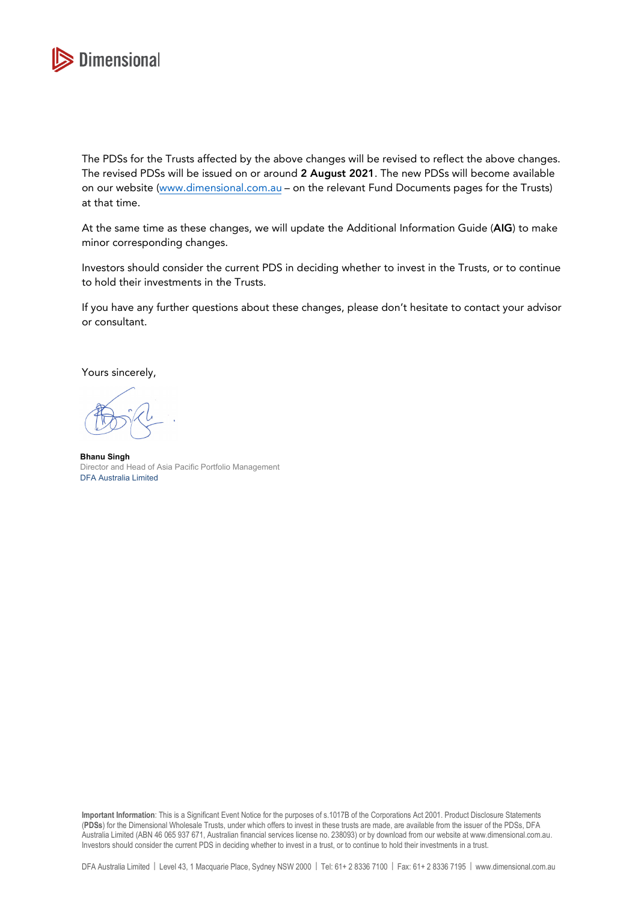The PDSs for the Trusts affected by the above changes will be revised to reflect the above changes. The revised PDSs will be issued on or around **2 August 2021**. The new PDSs will become available on our website (www.dimensional.com.au – on the relevant Fund Documents pages for the Trusts) at that time.

At the same time as these changes, we will update the Additional Information Guide (**AIG**) to make minor corresponding changes.

Investors should consider the current PDS in deciding whether to invest in the Trusts, or to continue to hold their investments in the Trusts.

If you have any further questions about these changes, please don't hesitate to contact your advisor or consultant.

Yours sincerely,

**Bhanu Singh**
Director and Head of Asia Pacific Portfolio Management
DFA Australia Limited

**Important Information**: This is a Significant Event Notice for the purposes of s.1017B of the Corporations Act 2001. Product Disclosure Statements (**PDSs**) for the Dimensional Wholesale Trusts, under which offers to invest in these trusts are made, are available from the issuer of the PDSs, DFA Australia Limited (ABN 46 065 937 671, Australian financial services license no. 238093) or by download from our website at www.dimensional.com.au. Investors should consider the current PDS in deciding whether to invest in a trust, or to continue to hold their investments in a trust.

DFA Australia Limited | Level 43, 1 Macquarie Place, Sydney NSW 2000 | Tel: 61+ 2 8336 7100 | Fax: 61+ 2 8336 7195 | www.dimensional.com.au